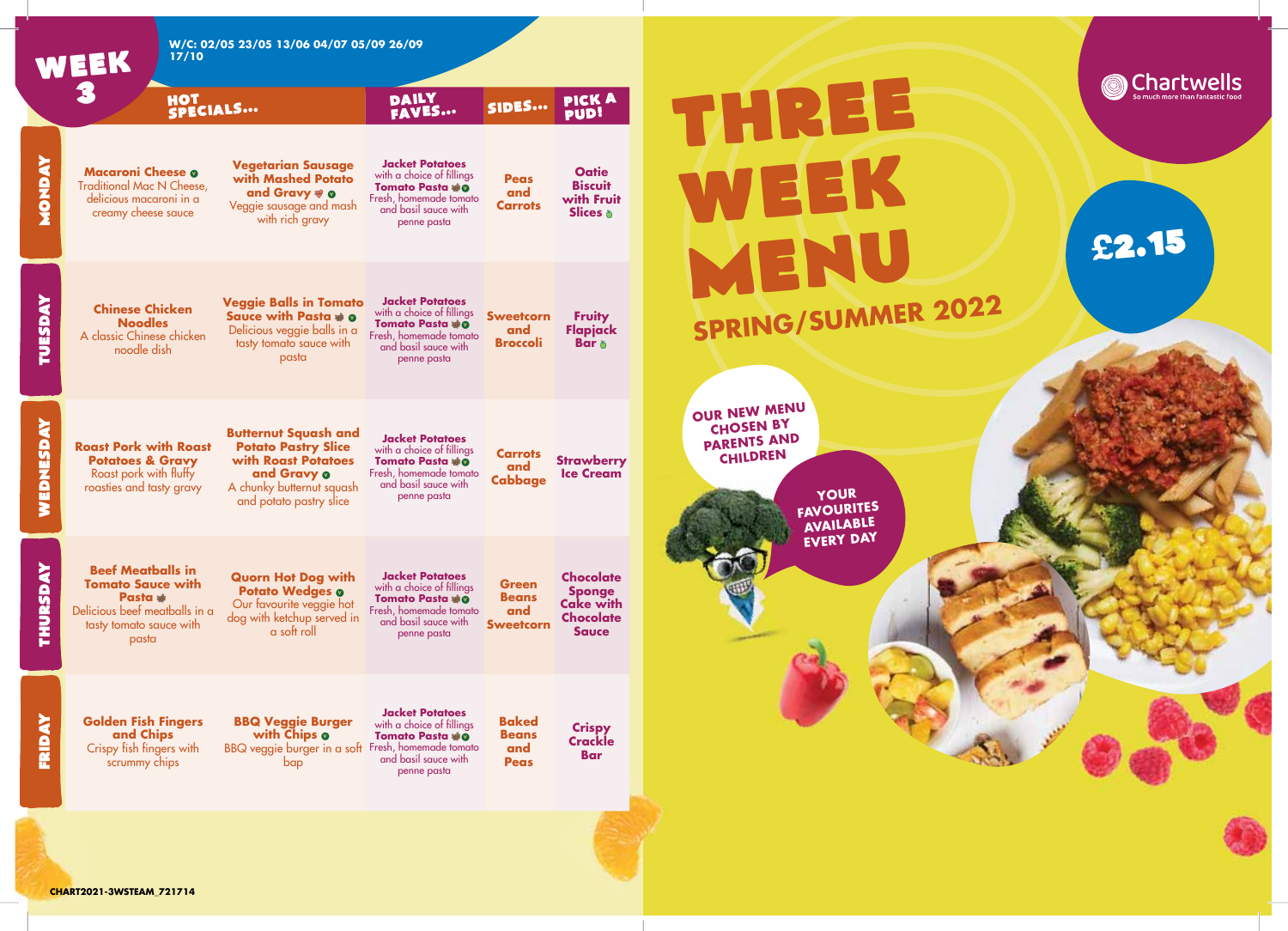# WEEK 3

W/C: 02/05 23/05 13/06 04/07 05/09 26/09 17/10

| | HOT SPECIALS... | | DAILY FAVES... | SIDES... | PICK A PUD! |
|---|---|---|---|---|---|
| **MONDAY** | **Macaroni Cheese** Traditional Mac N Cheese, delicious macaroni in a creamy cheese sauce | **Vegetarian Sausage with Mashed Potato and Gravy** Veggie sausage and mash with rich gravy | **Jacket Potatoes** with a choice of fillings **Tomato Pasta** Fresh, homemade tomato and basil sauce with penne pasta | **Peas and Carrots** | **Oatie Biscuit with Fruit Slices** |
| **TUESDAY** | **Chinese Chicken Noodles** A classic Chinese chicken noodle dish | **Veggie Balls in Tomato Sauce with Pasta** Delicious veggie balls in a tasty tomato sauce with pasta | **Jacket Potatoes** with a choice of fillings **Tomato Pasta** Fresh, homemade tomato and basil sauce with penne pasta | **Sweetcorn and Broccoli** | **Fruity Flapjack Bar** |
| **WEDNESDAY** | **Roast Pork with Roast Potatoes & Gravy** Roast pork with fluffy roasties and tasty gravy | **Butternut Squash and Potato Pastry Slice with Roast Potatoes and Gravy** A chunky butternut squash and potato pastry slice | **Jacket Potatoes** with a choice of fillings **Tomato Pasta** Fresh, homemade tomato and basil sauce with penne pasta | **Carrots and Cabbage** | **Strawberry Ice Cream** |
| **THURSDAY** | **Beef Meatballs in Tomato Sauce with Pasta** Delicious beef meatballs in a tasty tomato sauce with pasta | **Quorn Hot Dog with Potato Wedges** Our favourite veggie hot dog with ketchup served in a soft roll | **Jacket Potatoes** with a choice of fillings **Tomato Pasta** Fresh, homemade tomato and basil sauce with penne pasta | **Green Beans and Sweetcorn** | **Chocolate Sponge Cake with Chocolate Sauce** |
| **FRIDAY** | **Golden Fish Fingers and Chips** Crispy fish fingers with scrummy chips | **BBQ Veggie Burger with Chips** BBQ veggie burger in a soft bap | **Jacket Potatoes** with a choice of fillings **Tomato Pasta** Fresh, homemade tomato and basil sauce with penne pasta | **Baked Beans and Peas** | **Crispy Crackle Bar** |

CHART2021-3WSTEAM_721714

# THREE WEEK MENU

## SPRING/SUMMER 2022

Chartwells — So much more than fantastic food

£2.15

OUR NEW MENU CHOSEN BY PARENTS AND CHILDREN

YOUR FAVOURITES AVAILABLE EVERY DAY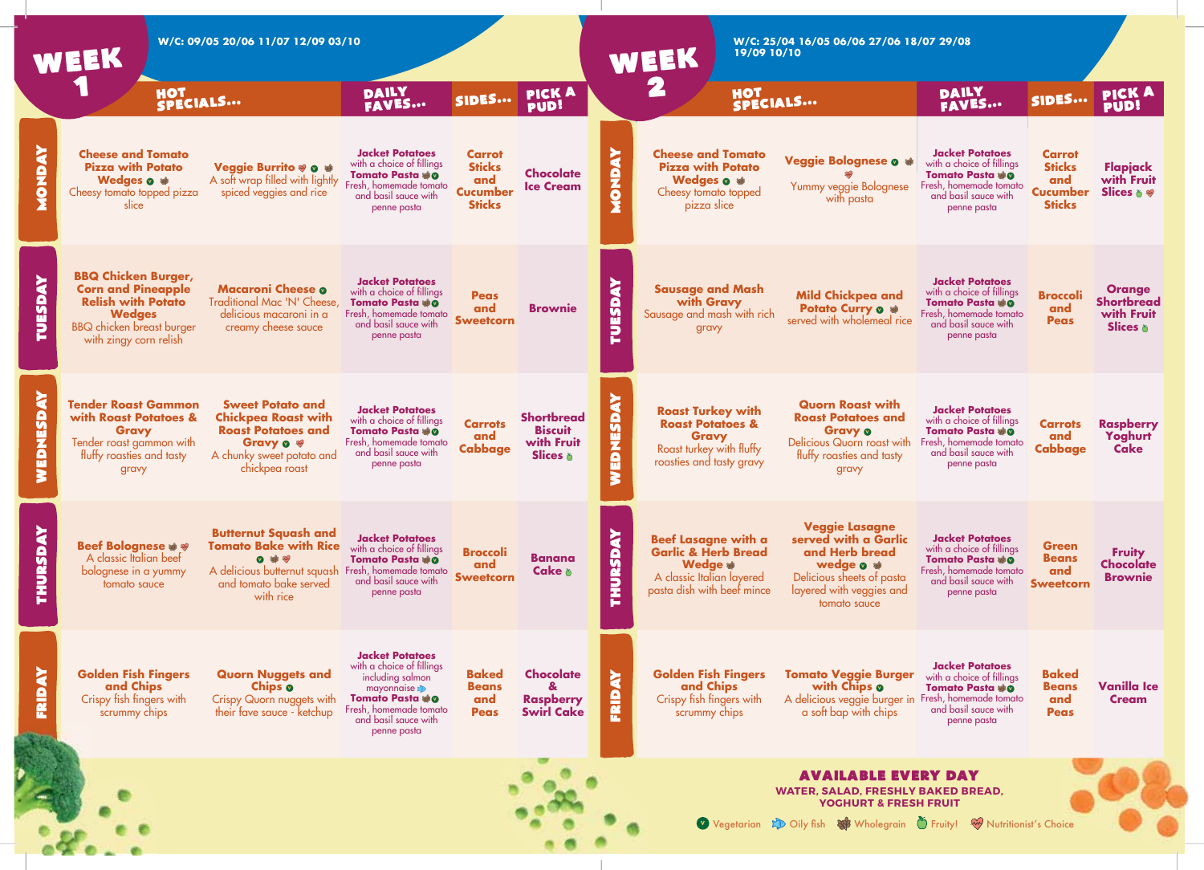# WEEK 1

W/C: 09/05 20/06 11/07 12/09 03/10

| | HOT SPECIALS... | | DAILY FAVES... | SIDES... | PICK A PUD! |
|---|---|---|---|---|---|
| **MONDAY** | **Cheese and Tomato Pizza with Potato Wedges** Cheesy tomato topped pizza slice | **Veggie Burrito** A soft wrap filled with lightly spiced veggies and rice | **Jacket Potatoes** with a choice of fillings **Tomato Pasta** Fresh, homemade tomato and basil sauce with penne pasta | **Carrot Sticks and Cucumber Sticks** | **Chocolate Ice Cream** |
| **TUESDAY** | **BBQ Chicken Burger, Corn and Pineapple Relish with Potato Wedges** BBQ chicken breast burger with zingy corn relish | **Macaroni Cheese** Traditional Mac 'N' Cheese, delicious macaroni in a creamy cheese sauce | **Jacket Potatoes** with a choice of fillings **Tomato Pasta** Fresh, homemade tomato and basil sauce with penne pasta | **Peas and Sweetcorn** | **Brownie** |
| **WEDNESDAY** | **Tender Roast Gammon with Roast Potatoes & Gravy** Tender roast gammon with fluffy roasties and tasty gravy | **Sweet Potato and Chickpea Roast with Roast Potatoes and Gravy** A chunky sweet potato and chickpea roast | **Jacket Potatoes** with a choice of fillings **Tomato Pasta** Fresh, homemade tomato and basil sauce with penne pasta | **Carrots and Cabbage** | **Shortbread Biscuit with Fruit Slices** |
| **THURSDAY** | **Beef Bolognese** A classic Italian beef bolognese in a yummy tomato sauce | **Butternut Squash and Tomato Bake with Rice** A delicious butternut squash and tomato bake served with rice | **Jacket Potatoes** with a choice of fillings **Tomato Pasta** Fresh, homemade tomato and basil sauce with penne pasta | **Broccoli and Sweetcorn** | **Banana Cake** |
| **FRIDAY** | **Golden Fish Fingers and Chips** Crispy fish fingers with scrummy chips | **Quorn Nuggets and Chips** Crispy Quorn nuggets with their fave sauce - ketchup | **Jacket Potatoes** with a choice of fillings including salmon mayonnaise **Tomato Pasta** Fresh, homemade tomato and basil sauce with penne pasta | **Baked Beans and Peas** | **Chocolate & Raspberry Swirl Cake** |

# WEEK 2

W/C: 25/04 16/05 06/06 27/06 18/07 29/08 19/09 10/10

| | HOT SPECIALS... | | DAILY FAVES... | SIDES... | PICK A PUD! |
|---|---|---|---|---|---|
| **MONDAY** | **Cheese and Tomato Pizza with Potato Wedges** Cheesy tomato topped pizza slice | **Veggie Bolognese** Yummy veggie Bolognese with pasta | **Jacket Potatoes** with a choice of fillings **Tomato Pasta** Fresh, homemade tomato and basil sauce with penne pasta | **Carrot Sticks and Cucumber Sticks** | **Flapjack with Fruit Slices** |
| **TUESDAY** | **Sausage and Mash with Gravy** Sausage and mash with rich gravy | **Mild Chickpea and Potato Curry** served with wholemeal rice | **Jacket Potatoes** with a choice of fillings **Tomato Pasta** Fresh, homemade tomato and basil sauce with penne pasta | **Broccoli and Peas** | **Orange Shortbread with Fruit Slices** |
| **WEDNESDAY** | **Roast Turkey with Roast Potatoes & Gravy** Roast turkey with fluffy roasties and tasty gravy | **Quorn Roast with Roast Potatoes and Gravy** Delicious Quorn roast with fluffy roasties and tasty gravy | **Jacket Potatoes** with a choice of fillings **Tomato Pasta** Fresh, homemade tomato and basil sauce with penne pasta | **Carrots and Cabbage** | **Raspberry Yoghurt Cake** |
| **THURSDAY** | **Beef Lasagne with a Garlic & Herb Bread Wedge** A classic Italian layered pasta dish with beef mince | **Veggie Lasagne served with a Garlic and Herb bread wedge** Delicious sheets of pasta layered with veggies and tomato sauce | **Jacket Potatoes** with a choice of fillings **Tomato Pasta** Fresh, homemade tomato and basil sauce with penne pasta | **Green Beans and Sweetcorn** | **Fruity Chocolate Brownie** |
| **FRIDAY** | **Golden Fish Fingers and Chips** Crispy fish fingers with scrummy chips | **Tomato Veggie Burger with Chips** A delicious veggie burger in a soft bap with chips | **Jacket Potatoes** with a choice of fillings **Tomato Pasta** Fresh, homemade tomato and basil sauce with penne pasta | **Baked Beans and Peas** | **Vanilla Ice Cream** |

## AVAILABLE EVERY DAY

WATER, SALAD, FRESHLY BAKED BREAD, YOGHURT & FRESH FRUIT

Vegetarian · Oily fish · Wholegrain · Fruity! · Nutritionist's Choice